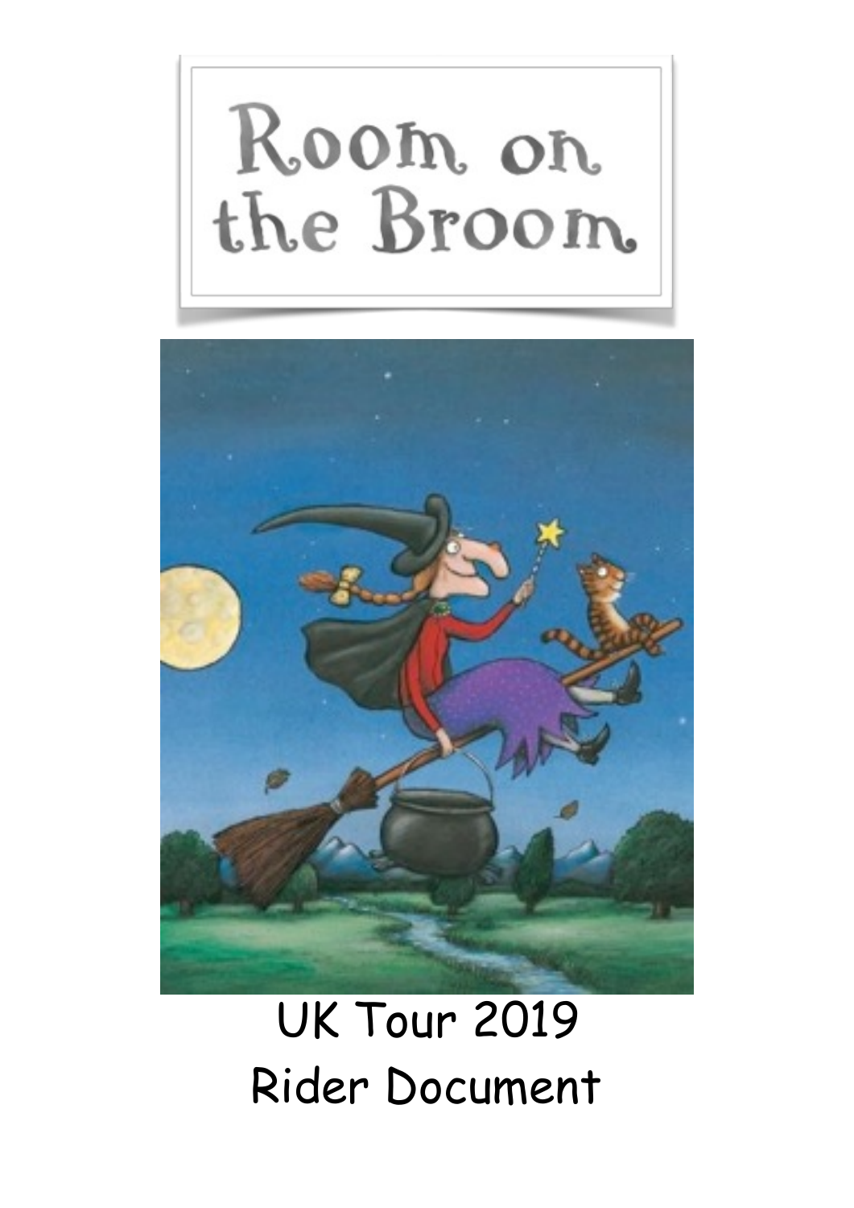# Room on the Broom

UK Tour 2019

Rider Document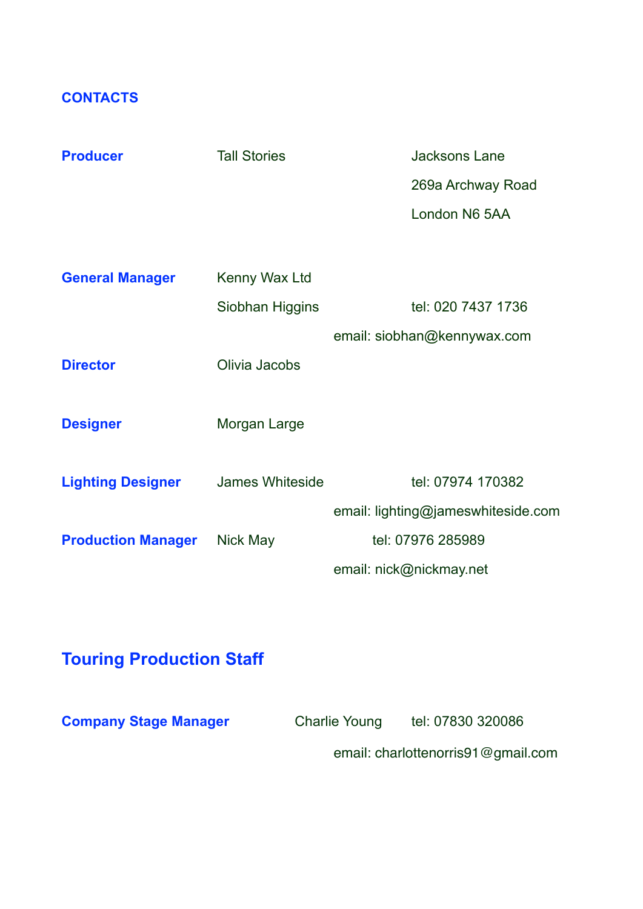## CONTACTS

| | | |
|---|---|---|
| **Producer** | Tall Stories | Jacksons Lane<br>269a Archway Road<br>London N6 5AA |
| **General Manager** | Kenny Wax Ltd<br>Siobhan Higgins | tel: 020 7437 1736<br>email: siobhan@kennywax.com |
| **Director** | Olivia Jacobs | |
| **Designer** | Morgan Large | |
| **Lighting Designer** | James Whiteside | tel: 07974 170382<br>email: lighting@jameswhiteside.com |
| **Production Manager** | Nick May | tel: 07976 285989<br>email: nick@nickmay.net |

## Touring Production Staff

| | | |
|---|---|---|
| **Company Stage Manager** | Charlie Young | tel: 07830 320086<br>email: charlottenorris91@gmail.com |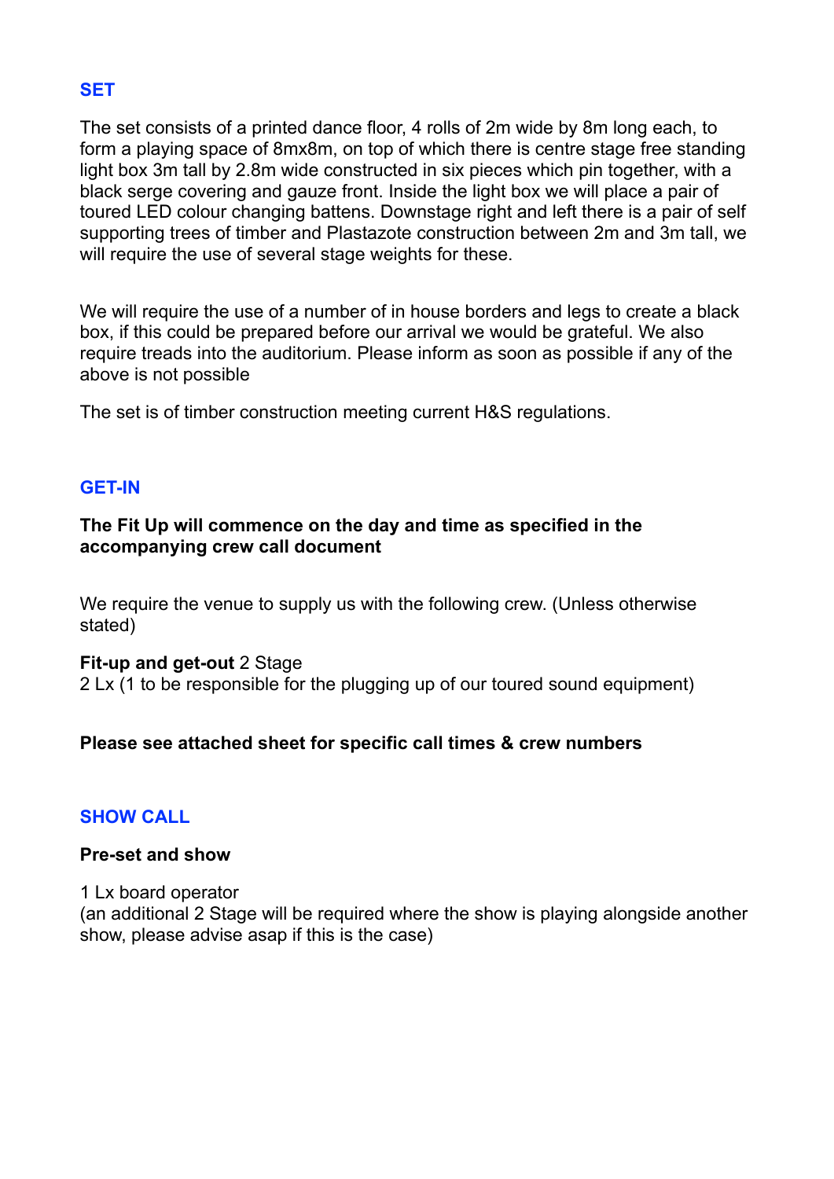## SET

The set consists of a printed dance floor, 4 rolls of 2m wide by 8m long each, to form a playing space of 8mx8m, on top of which there is centre stage free standing light box 3m tall by 2.8m wide constructed in six pieces which pin together, with a black serge covering and gauze front. Inside the light box we will place a pair of toured LED colour changing battens. Downstage right and left there is a pair of self supporting trees of timber and Plastazote construction between 2m and 3m tall, we will require the use of several stage weights for these.

We will require the use of a number of in house borders and legs to create a black box, if this could be prepared before our arrival we would be grateful. We also require treads into the auditorium. Please inform as soon as possible if any of the above is not possible

The set is of timber construction meeting current H&S regulations.

## GET-IN

**The Fit Up will commence on the day and time as specified in the accompanying crew call document**

We require the venue to supply us with the following crew. (Unless otherwise stated)

**Fit-up and get-out** 2 Stage
2 Lx (1 to be responsible for the plugging up of our toured sound equipment)

**Please see attached sheet for specific call times & crew numbers**

## SHOW CALL

**Pre-set and show**

1 Lx board operator
(an additional 2 Stage will be required where the show is playing alongside another show, please advise asap if this is the case)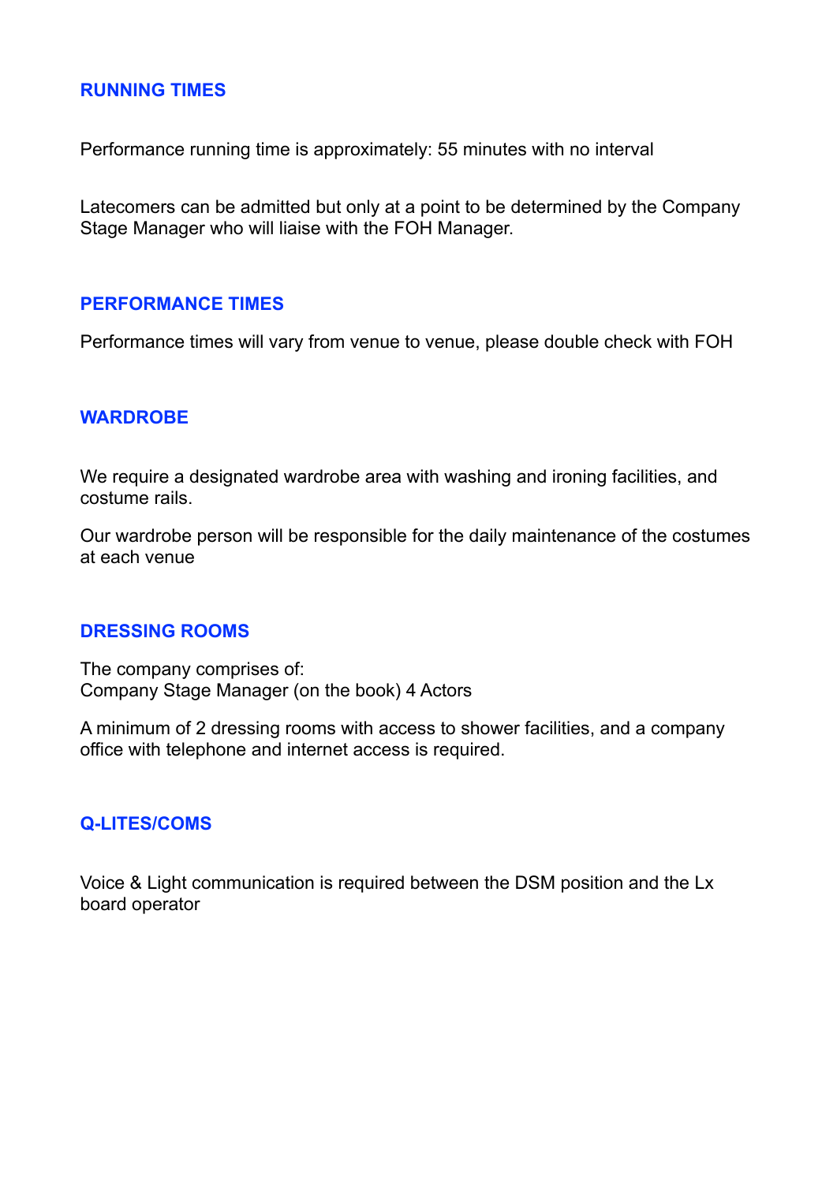## RUNNING TIMES

Performance running time is approximately: 55 minutes with no interval

Latecomers can be admitted but only at a point to be determined by the Company Stage Manager who will liaise with the FOH Manager.

## PERFORMANCE TIMES

Performance times will vary from venue to venue, please double check with FOH

## WARDROBE

We require a designated wardrobe area with washing and ironing facilities, and costume rails.

Our wardrobe person will be responsible for the daily maintenance of the costumes at each venue

## DRESSING ROOMS

The company comprises of:
Company Stage Manager (on the book) 4 Actors

A minimum of 2 dressing rooms with access to shower facilities, and a company office with telephone and internet access is required.

## Q-LITES/COMS

Voice & Light communication is required between the DSM position and the Lx board operator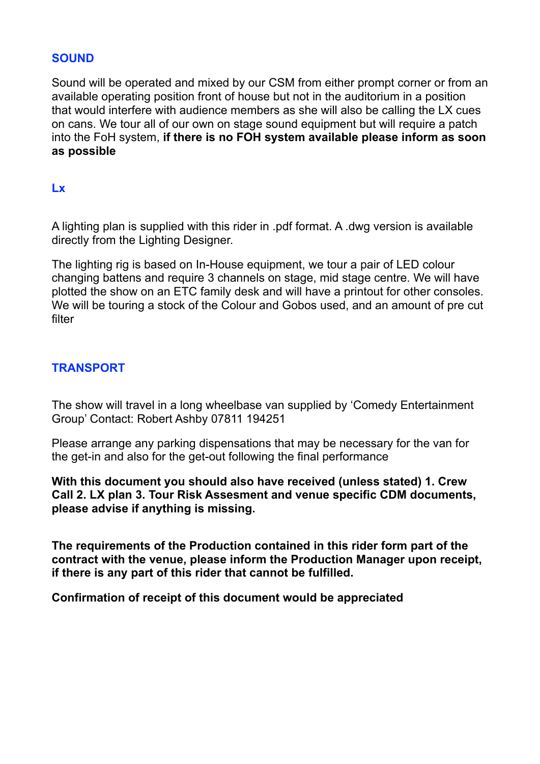## SOUND

Sound will be operated and mixed by our CSM from either prompt corner or from an available operating position front of house but not in the auditorium in a position that would interfere with audience members as she will also be calling the LX cues on cans. We tour all of our own on stage sound equipment but will require a patch into the FoH system, **if there is no FOH system available please inform as soon as possible**

## Lx

A lighting plan is supplied with this rider in .pdf format. A .dwg version is available directly from the Lighting Designer.

The lighting rig is based on In-House equipment, we tour a pair of LED colour changing battens and require 3 channels on stage, mid stage centre. We will have plotted the show on an ETC family desk and will have a printout for other consoles. We will be touring a stock of the Colour and Gobos used, and an amount of pre cut filter

## TRANSPORT

The show will travel in a long wheelbase van supplied by 'Comedy Entertainment Group' Contact: Robert Ashby 07811 194251

Please arrange any parking dispensations that may be necessary for the van for the get-in and also for the get-out following the final performance

**With this document you should also have received (unless stated) 1. Crew Call 2. LX plan 3. Tour Risk Assesment and venue specific CDM documents, please advise if anything is missing.**

**The requirements of the Production contained in this rider form part of the contract with the venue, please inform the Production Manager upon receipt, if there is any part of this rider that cannot be fulfilled.**

**Confirmation of receipt of this document would be appreciated**